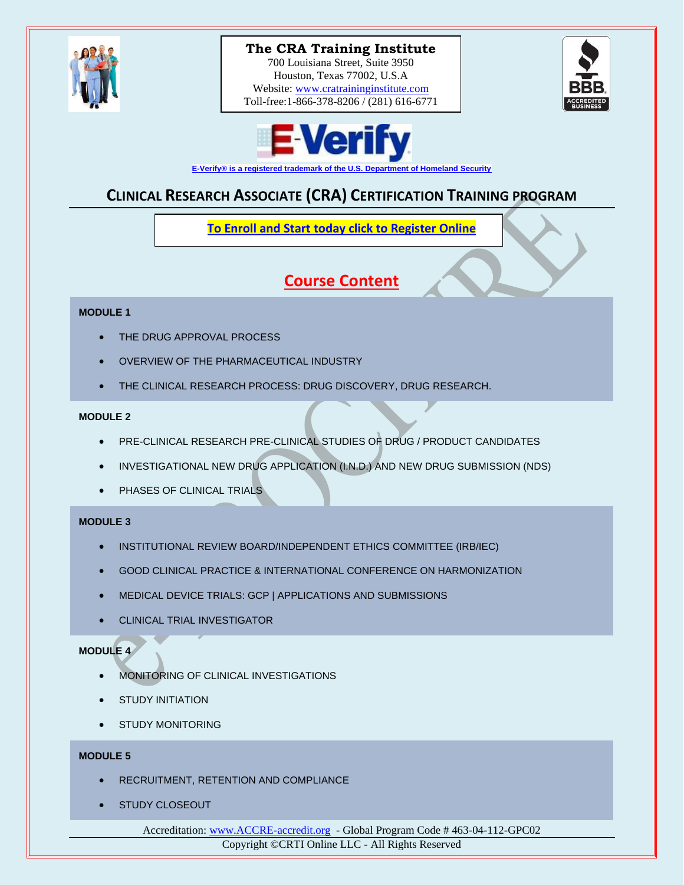**The CRA Training Institute**
700 Louisiana Street, Suite 3950
Houston, Texas 77002, U.S.A
Website: www.cratraininginstitute.com
Toll-free:1-866-378-8206 / (281) 616-6771

E-Verify® is a registered trademark of the U.S. Department of Homeland Security

# CLINICAL RESEARCH ASSOCIATE (CRA) CERTIFICATION TRAINING PROGRAM

**To Enroll and Start today click to Register Online**

## Course Content

**MODULE 1**

- THE DRUG APPROVAL PROCESS
- OVERVIEW OF THE PHARMACEUTICAL INDUSTRY
- THE CLINICAL RESEARCH PROCESS: DRUG DISCOVERY, DRUG RESEARCH.

**MODULE 2**

- PRE-CLINICAL RESEARCH PRE-CLINICAL STUDIES OF DRUG / PRODUCT CANDIDATES
- INVESTIGATIONAL NEW DRUG APPLICATION (I.N.D.) AND NEW DRUG SUBMISSION (NDS)
- PHASES OF CLINICAL TRIALS

**MODULE 3**

- INSTITUTIONAL REVIEW BOARD/INDEPENDENT ETHICS COMMITTEE (IRB/IEC)
- GOOD CLINICAL PRACTICE & INTERNATIONAL CONFERENCE ON HARMONIZATION
- MEDICAL DEVICE TRIALS: GCP | APPLICATIONS AND SUBMISSIONS
- CLINICAL TRIAL INVESTIGATOR

**MODULE 4**

- MONITORING OF CLINICAL INVESTIGATIONS
- STUDY INITIATION
- STUDY MONITORING

**MODULE 5**

- RECRUITMENT, RETENTION AND COMPLIANCE
- STUDY CLOSEOUT

Accreditation: www.ACCRE-accredit.org - Global Program Code # 463-04-112-GPC02
Copyright ©CRTI Online LLC - All Rights Reserved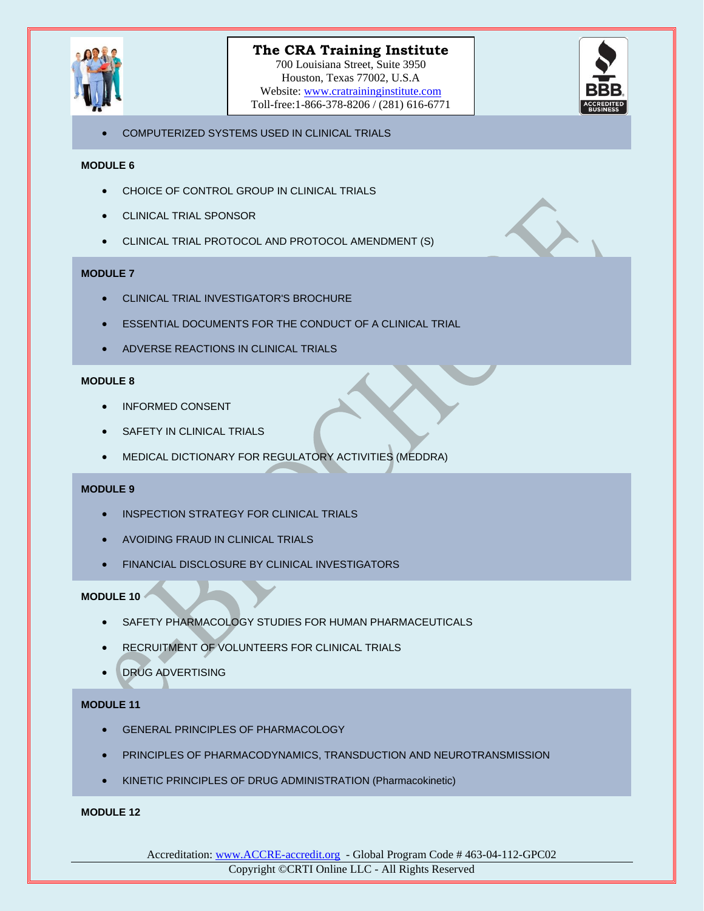- COMPUTERIZED SYSTEMS USED IN CLINICAL TRIALS

**MODULE 6**

- CHOICE OF CONTROL GROUP IN CLINICAL TRIALS
- CLINICAL TRIAL SPONSOR
- CLINICAL TRIAL PROTOCOL AND PROTOCOL AMENDMENT (S)

**MODULE 7**

- CLINICAL TRIAL INVESTIGATOR'S BROCHURE
- ESSENTIAL DOCUMENTS FOR THE CONDUCT OF A CLINICAL TRIAL
- ADVERSE REACTIONS IN CLINICAL TRIALS

**MODULE 8**

- INFORMED CONSENT
- SAFETY IN CLINICAL TRIALS
- MEDICAL DICTIONARY FOR REGULATORY ACTIVITIES (MEDDRA)

**MODULE 9**

- INSPECTION STRATEGY FOR CLINICAL TRIALS
- AVOIDING FRAUD IN CLINICAL TRIALS
- FINANCIAL DISCLOSURE BY CLINICAL INVESTIGATORS

**MODULE 10**

- SAFETY PHARMACOLOGY STUDIES FOR HUMAN PHARMACEUTICALS
- RECRUITMENT OF VOLUNTEERS FOR CLINICAL TRIALS
- DRUG ADVERTISING

**MODULE 11**

- GENERAL PRINCIPLES OF PHARMACOLOGY
- PRINCIPLES OF PHARMACODYNAMICS, TRANSDUCTION AND NEUROTRANSMISSION
- KINETIC PRINCIPLES OF DRUG ADMINISTRATION (Pharmacokinetic)

**MODULE 12**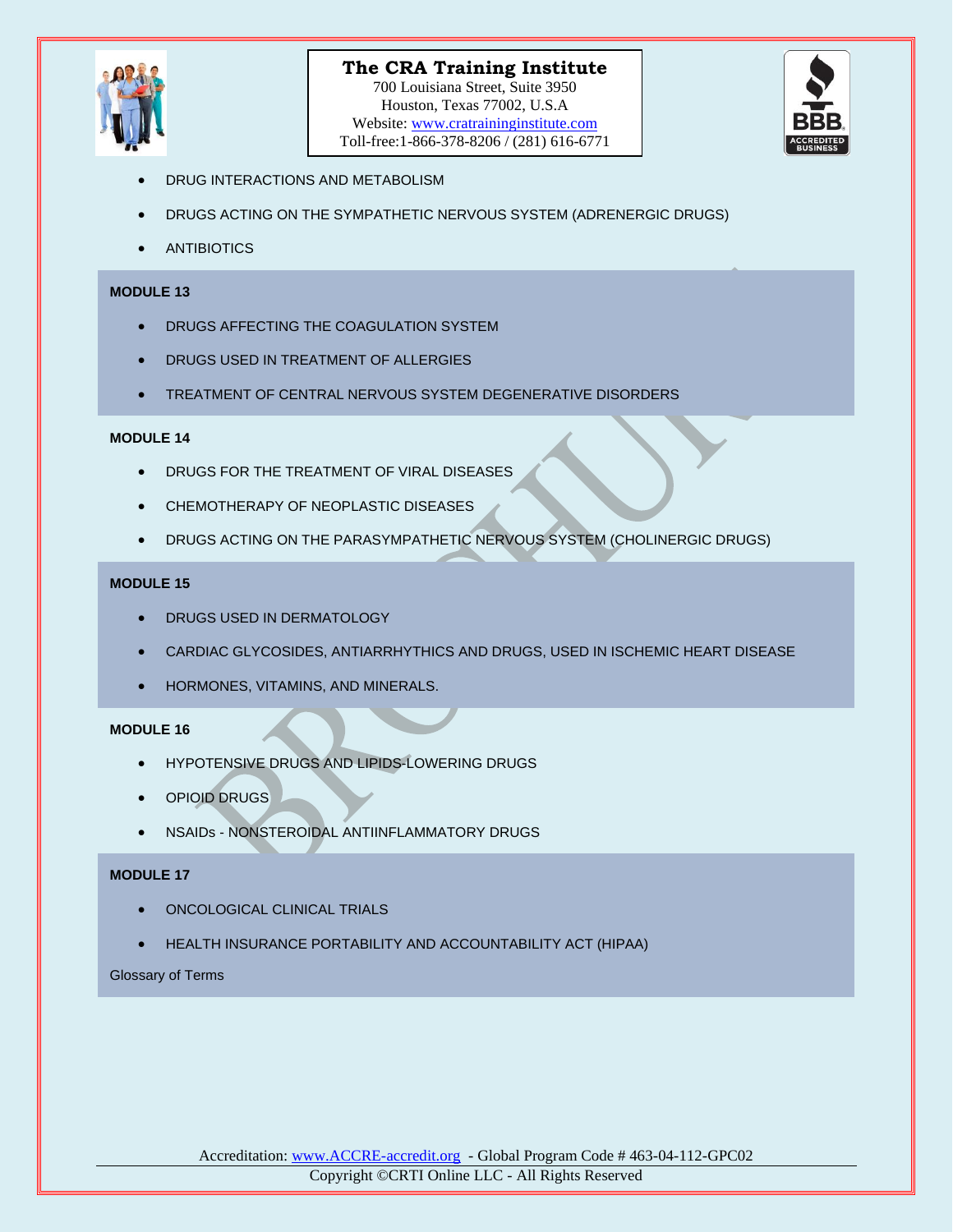- DRUG INTERACTIONS AND METABOLISM
- DRUGS ACTING ON THE SYMPATHETIC NERVOUS SYSTEM (ADRENERGIC DRUGS)
- ANTIBIOTICS

**MODULE 13**

- DRUGS AFFECTING THE COAGULATION SYSTEM
- DRUGS USED IN TREATMENT OF ALLERGIES
- TREATMENT OF CENTRAL NERVOUS SYSTEM DEGENERATIVE DISORDERS

**MODULE 14**

- DRUGS FOR THE TREATMENT OF VIRAL DISEASES
- CHEMOTHERAPY OF NEOPLASTIC DISEASES
- DRUGS ACTING ON THE PARASYMPATHETIC NERVOUS SYSTEM (CHOLINERGIC DRUGS)

**MODULE 15**

- DRUGS USED IN DERMATOLOGY
- CARDIAC GLYCOSIDES, ANTIARRHYTHMICS AND DRUGS, USED IN ISCHEMIC HEART DISEASE
- HORMONES, VITAMINS, AND MINERALS.

**MODULE 16**

- HYPOTENSIVE DRUGS AND LIPIDS-LOWERING DRUGS
- OPIOID DRUGS
- NSAIDs - NONSTEROIDAL ANTIINFLAMMATORY DRUGS

**MODULE 17**

- ONCOLOGICAL CLINICAL TRIALS
- HEALTH INSURANCE PORTABILITY AND ACCOUNTABILITY ACT (HIPAA)

Glossary of Terms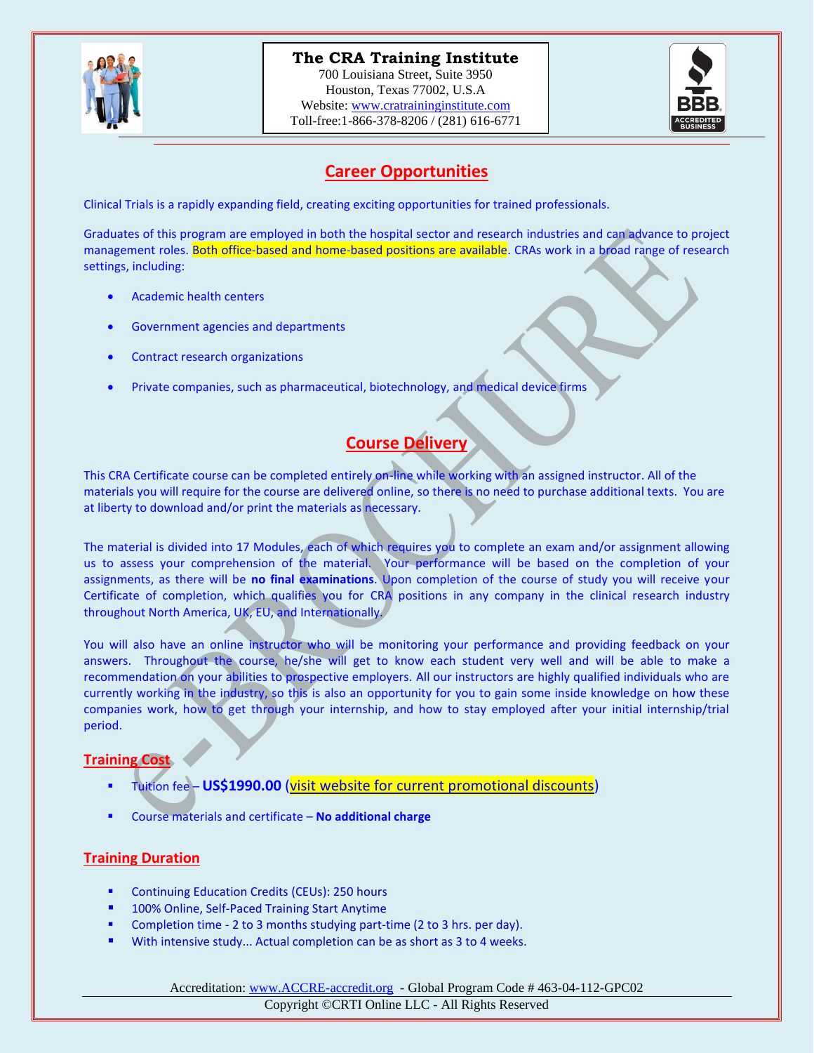**The CRA Training Institute**
700 Louisiana Street, Suite 3950
Houston, Texas 77002, U.S.A
Website: www.cratraininginstitute.com
Toll-free:1-866-378-8206 / (281) 616-6771

## Career Opportunities

Clinical Trials is a rapidly expanding field, creating exciting opportunities for trained professionals.

Graduates of this program are employed in both the hospital sector and research industries and can advance to project management roles. Both office-based and home-based positions are available. CRAs work in a broad range of research settings, including:

- Academic health centers
- Government agencies and departments
- Contract research organizations
- Private companies, such as pharmaceutical, biotechnology, and medical device firms

## Course Delivery

This CRA Certificate course can be completed entirely on-line while working with an assigned instructor. All of the materials you will require for the course are delivered online, so there is no need to purchase additional texts. You are at liberty to download and/or print the materials as necessary.

The material is divided into 17 Modules, each of which requires you to complete an exam and/or assignment allowing us to assess your comprehension of the material. Your performance will be based on the completion of your assignments, as there will be **no final examinations**. Upon completion of the course of study you will receive your Certificate of completion, which qualifies you for CRA positions in any company in the clinical research industry throughout North America, UK, EU, and Internationally.

You will also have an online instructor who will be monitoring your performance and providing feedback on your answers. Throughout the course, he/she will get to know each student very well and will be able to make a recommendation on your abilities to prospective employers. All our instructors are highly qualified individuals who are currently working in the industry, so this is also an opportunity for you to gain some inside knowledge on how these companies work, how to get through your internship, and how to stay employed after your initial internship/trial period.

### Training Cost

- Tuition fee – **US$1990.00** (visit website for current promotional discounts)
- Course materials and certificate – **No additional charge**

### Training Duration

- Continuing Education Credits (CEUs): 250 hours
- 100% Online, Self-Paced Training Start Anytime
- Completion time - 2 to 3 months studying part-time (2 to 3 hrs. per day).
- With intensive study... Actual completion can be as short as 3 to 4 weeks.

Accreditation: www.ACCRE-accredit.org - Global Program Code # 463-04-112-GPC02
Copyright ©CRTI Online LLC - All Rights Reserved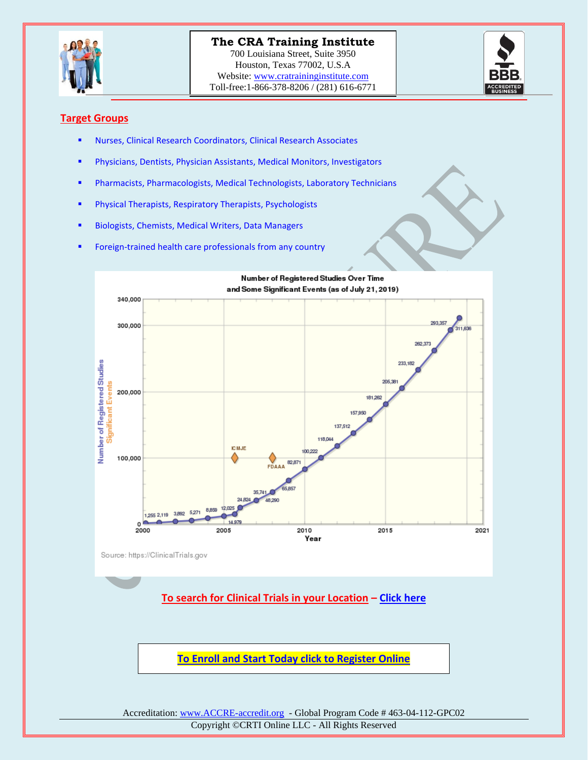**The CRA Training Institute**
700 Louisiana Street, Suite 3950
Houston, Texas 77002, U.S.A
Website: www.cratraininginstitute.com
Toll-free:1-866-378-8206 / (281) 616-6771

## Target Groups

- Nurses, Clinical Research Coordinators, Clinical Research Associates
- Physicians, Dentists, Physician Assistants, Medical Monitors, Investigators
- Pharmacists, Pharmacologists, Medical Technologists, Laboratory Technicians
- Physical Therapists, Respiratory Therapists, Psychologists
- Biologists, Chemists, Medical Writers, Data Managers
- Foreign-trained health care professionals from any country

Number of Registered Studies Over Time
and Some Significant Events (as of July 21, 2019)

Number of Registered Studies
Significant Events

340,000
300,000
200,000
100,000
0

2000
2005
2010
2015
2021
Year

1,255
2,119
3,892
5,271
8,859
12,025
14,979
24,824
35,741
48,290
65,857
82,871
100,222
118,044
137,512
157,950
181,262
205,381
233,182
262,373
293,357
311,636

ICMJE
FDAAA

Source: https://ClinicalTrials.gov

**To search for Clinical Trials in your Location – Click here**

**To Enroll and Start Today click to Register Online**

Accreditation: www.ACCRE-accredit.org - Global Program Code # 463-04-112-GPC02
Copyright ©CRTI Online LLC - All Rights Reserved